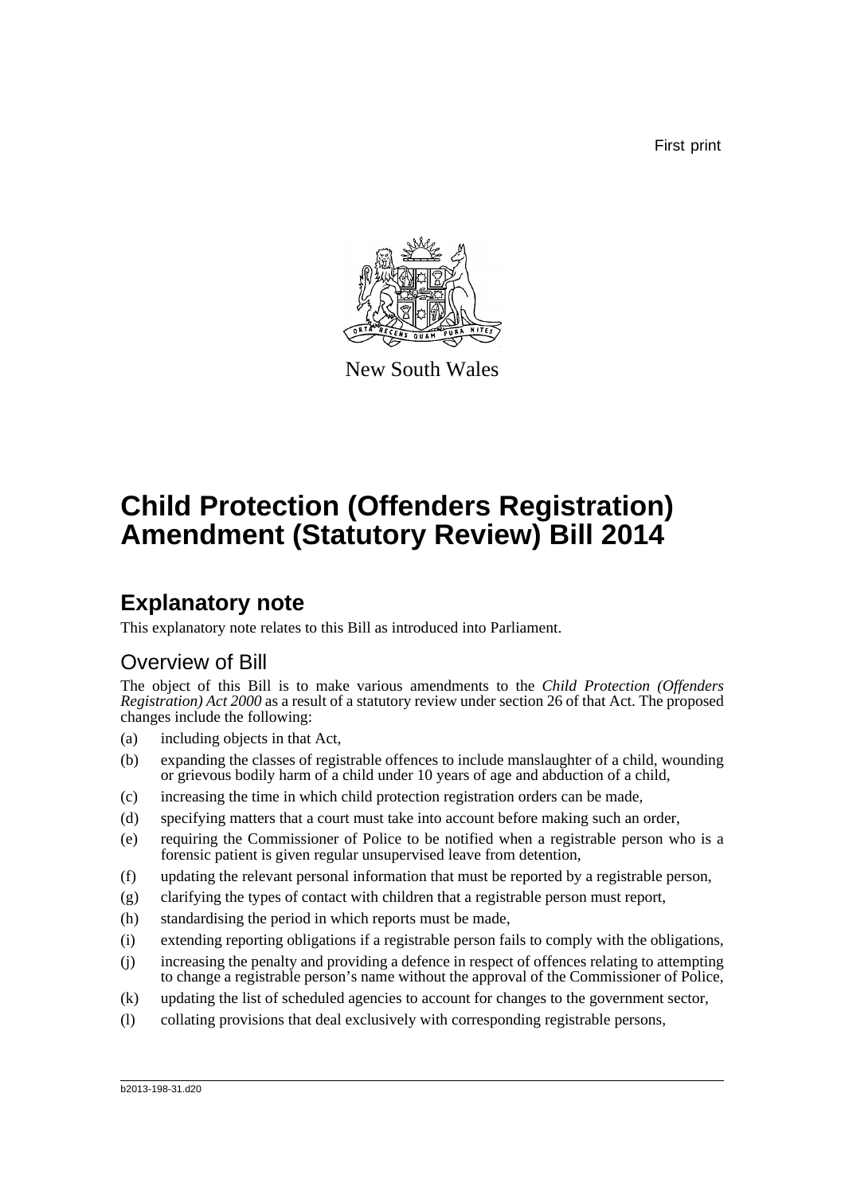First print

New South Wales

# Child Protection (Offenders Registration) Amendment (Statutory Review) Bill 2014

## Explanatory note

This explanatory note relates to this Bill as introduced into Parliament.

### Overview of Bill

The object of this Bill is to make various amendments to the *Child Protection (Offenders Registration) Act 2000* as a result of a statutory review under section 26 of that Act. The proposed changes include the following:

(a) including objects in that Act,

(b) expanding the classes of registrable offences to include manslaughter of a child, wounding or grievous bodily harm of a child under 10 years of age and abduction of a child,

(c) increasing the time in which child protection registration orders can be made,

(d) specifying matters that a court must take into account before making such an order,

(e) requiring the Commissioner of Police to be notified when a registrable person who is a forensic patient is given regular unsupervised leave from detention,

(f) updating the relevant personal information that must be reported by a registrable person,

(g) clarifying the types of contact with children that a registrable person must report,

(h) standardising the period in which reports must be made,

(i) extending reporting obligations if a registrable person fails to comply with the obligations,

(j) increasing the penalty and providing a defence in respect of offences relating to attempting to change a registrable person's name without the approval of the Commissioner of Police,

(k) updating the list of scheduled agencies to account for changes to the government sector,

(l) collating provisions that deal exclusively with corresponding registrable persons,

b2013-198-31.d20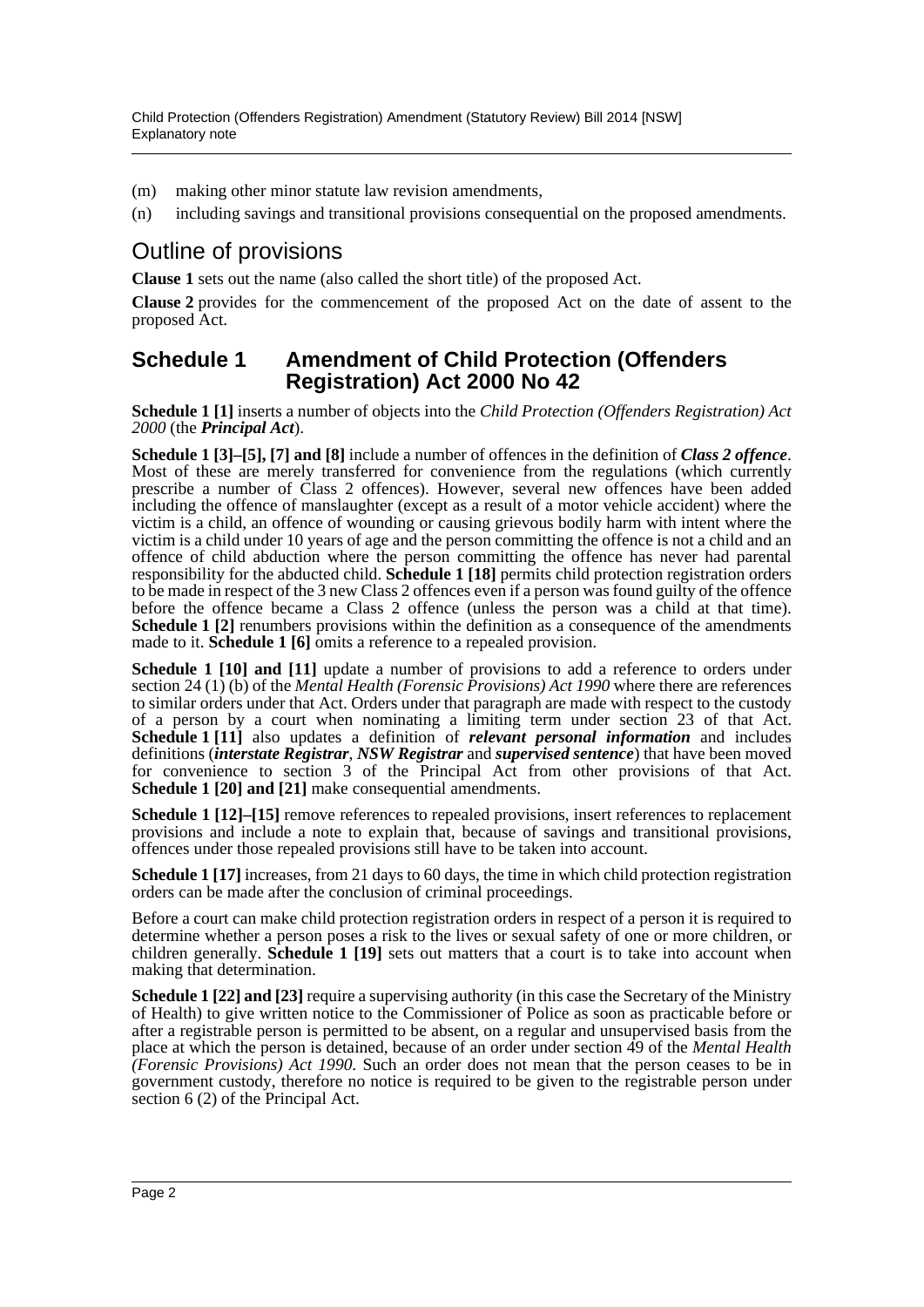(m) making other minor statute law revision amendments,

(n) including savings and transitional provisions consequential on the proposed amendments.

## Outline of provisions

**Clause 1** sets out the name (also called the short title) of the proposed Act.

**Clause 2** provides for the commencement of the proposed Act on the date of assent to the proposed Act.

### Schedule 1 Amendment of Child Protection (Offenders Registration) Act 2000 No 42

**Schedule 1 [1]** inserts a number of objects into the *Child Protection (Offenders Registration) Act 2000* (the ***Principal Act***).

**Schedule 1 [3]–[5], [7] and [8]** include a number of offences in the definition of ***Class 2 offence***. Most of these are merely transferred for convenience from the regulations (which currently prescribe a number of Class 2 offences). However, several new offences have been added including the offence of manslaughter (except as a result of a motor vehicle accident) where the victim is a child, an offence of wounding or causing grievous bodily harm with intent where the victim is a child under 10 years of age and the person committing the offence is not a child and an offence of child abduction where the person committing the offence has never had parental responsibility for the abducted child. **Schedule 1 [18]** permits child protection registration orders to be made in respect of the 3 new Class 2 offences even if a person was found guilty of the offence before the offence became a Class 2 offence (unless the person was a child at that time). **Schedule 1 [2]** renumbers provisions within the definition as a consequence of the amendments made to it. **Schedule 1 [6]** omits a reference to a repealed provision.

**Schedule 1 [10] and [11]** update a number of provisions to add a reference to orders under section 24 (1) (b) of the *Mental Health (Forensic Provisions) Act 1990* where there are references to similar orders under that Act. Orders under that paragraph are made with respect to the custody of a person by a court when nominating a limiting term under section 23 of that Act. **Schedule 1 [11]** also updates a definition of ***relevant personal information*** and includes definitions (***interstate Registrar***, ***NSW Registrar*** and ***supervised sentence***) that have been moved for convenience to section 3 of the Principal Act from other provisions of that Act. **Schedule 1 [20] and [21]** make consequential amendments.

**Schedule 1 [12]–[15]** remove references to repealed provisions, insert references to replacement provisions and include a note to explain that, because of savings and transitional provisions, offences under those repealed provisions still have to be taken into account.

**Schedule 1 [17]** increases, from 21 days to 60 days, the time in which child protection registration orders can be made after the conclusion of criminal proceedings.

Before a court can make child protection registration orders in respect of a person it is required to determine whether a person poses a risk to the lives or sexual safety of one or more children, or children generally. **Schedule 1 [19]** sets out matters that a court is to take into account when making that determination.

**Schedule 1 [22] and [23]** require a supervising authority (in this case the Secretary of the Ministry of Health) to give written notice to the Commissioner of Police as soon as practicable before or after a registrable person is permitted to be absent, on a regular and unsupervised basis from the place at which the person is detained, because of an order under section 49 of the *Mental Health (Forensic Provisions) Act 1990*. Such an order does not mean that the person ceases to be in government custody, therefore no notice is required to be given to the registrable person under section 6 (2) of the Principal Act.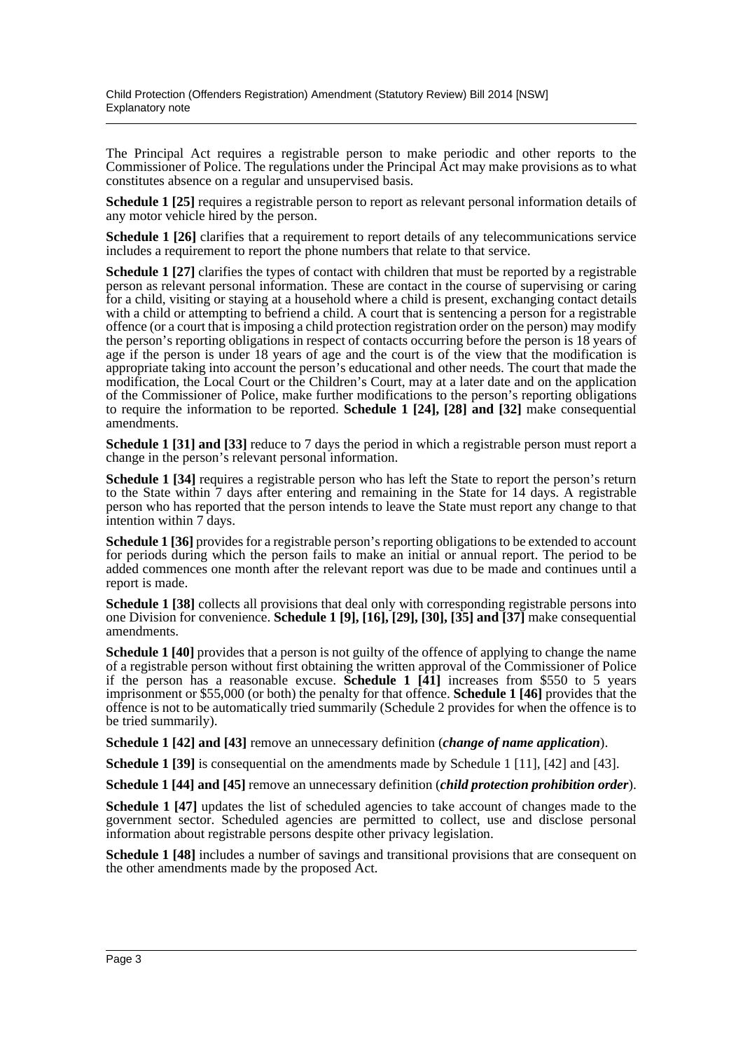The Principal Act requires a registrable person to make periodic and other reports to the Commissioner of Police. The regulations under the Principal Act may make provisions as to what constitutes absence on a regular and unsupervised basis.

**Schedule 1 [25]** requires a registrable person to report as relevant personal information details of any motor vehicle hired by the person.

**Schedule 1 [26]** clarifies that a requirement to report details of any telecommunications service includes a requirement to report the phone numbers that relate to that service.

**Schedule 1 [27]** clarifies the types of contact with children that must be reported by a registrable person as relevant personal information. These are contact in the course of supervising or caring for a child, visiting or staying at a household where a child is present, exchanging contact details with a child or attempting to befriend a child. A court that is sentencing a person for a registrable offence (or a court that is imposing a child protection registration order on the person) may modify the person's reporting obligations in respect of contacts occurring before the person is 18 years of age if the person is under 18 years of age and the court is of the view that the modification is appropriate taking into account the person's educational and other needs. The court that made the modification, the Local Court or the Children's Court, may at a later date and on the application of the Commissioner of Police, make further modifications to the person's reporting obligations to require the information to be reported. **Schedule 1 [24], [28] and [32]** make consequential amendments.

**Schedule 1 [31] and [33]** reduce to 7 days the period in which a registrable person must report a change in the person's relevant personal information.

**Schedule 1 [34]** requires a registrable person who has left the State to report the person's return to the State within 7 days after entering and remaining in the State for 14 days. A registrable person who has reported that the person intends to leave the State must report any change to that intention within 7 days.

**Schedule 1 [36]** provides for a registrable person's reporting obligations to be extended to account for periods during which the person fails to make an initial or annual report. The period to be added commences one month after the relevant report was due to be made and continues until a report is made.

**Schedule 1 [38]** collects all provisions that deal only with corresponding registrable persons into one Division for convenience. **Schedule 1 [9], [16], [29], [30], [35] and [37]** make consequential amendments.

**Schedule 1 [40]** provides that a person is not guilty of the offence of applying to change the name of a registrable person without first obtaining the written approval of the Commissioner of Police if the person has a reasonable excuse. **Schedule 1 [41]** increases from $550 to 5 years imprisonment or $55,000 (or both) the penalty for that offence. **Schedule 1 [46]** provides that the offence is not to be automatically tried summarily (Schedule 2 provides for when the offence is to be tried summarily).

**Schedule 1 [42] and [43]** remove an unnecessary definition (***change of name application***).

**Schedule 1 [39]** is consequential on the amendments made by Schedule 1 [11], [42] and [43].

**Schedule 1 [44] and [45]** remove an unnecessary definition (***child protection prohibition order***).

**Schedule 1 [47]** updates the list of scheduled agencies to take account of changes made to the government sector. Scheduled agencies are permitted to collect, use and disclose personal information about registrable persons despite other privacy legislation.

**Schedule 1 [48]** includes a number of savings and transitional provisions that are consequent on the other amendments made by the proposed Act.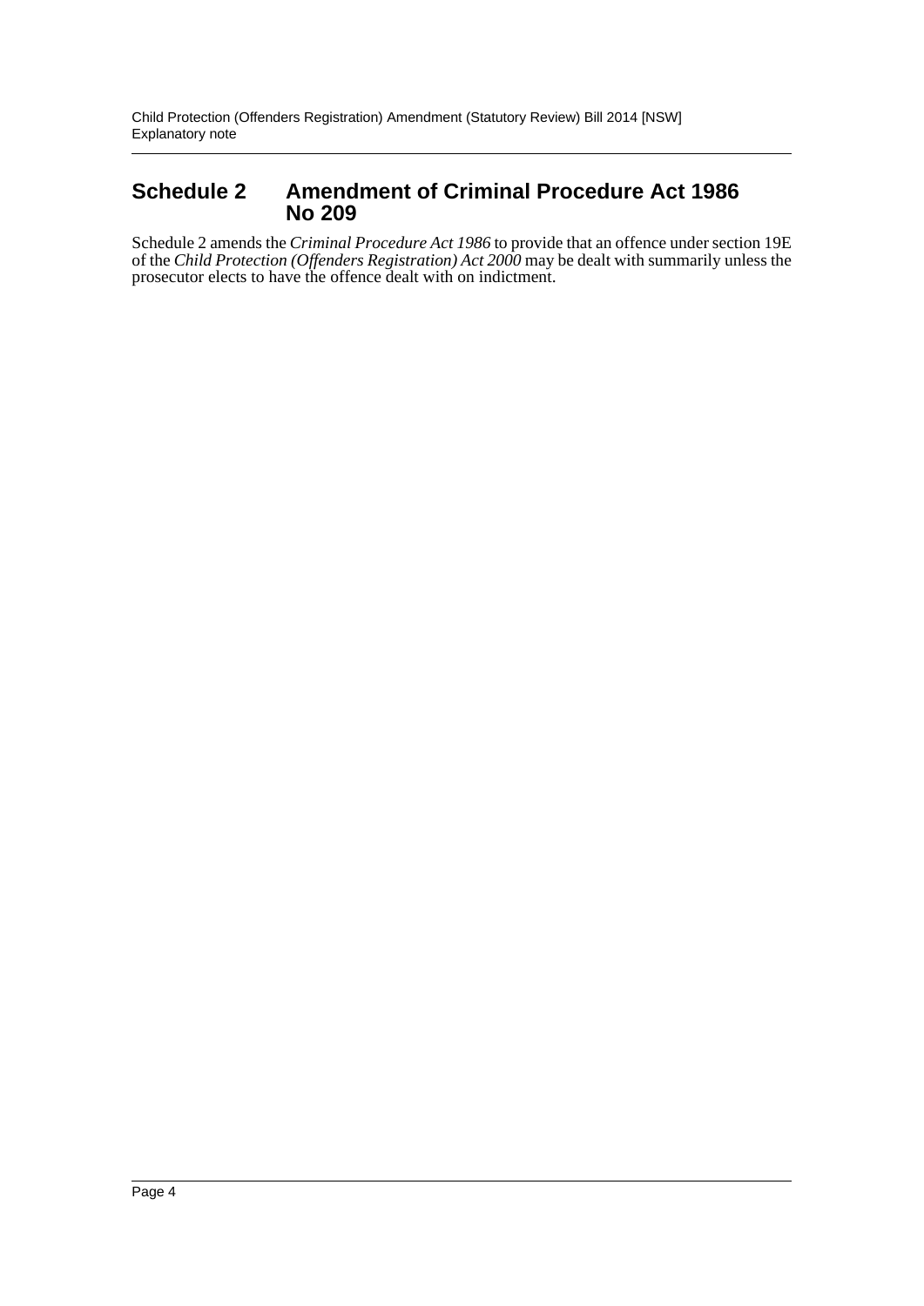## Schedule 2 Amendment of Criminal Procedure Act 1986 No 209

Schedule 2 amends the *Criminal Procedure Act 1986* to provide that an offence under section 19E of the *Child Protection (Offenders Registration) Act 2000* may be dealt with summarily unless the prosecutor elects to have the offence dealt with on indictment.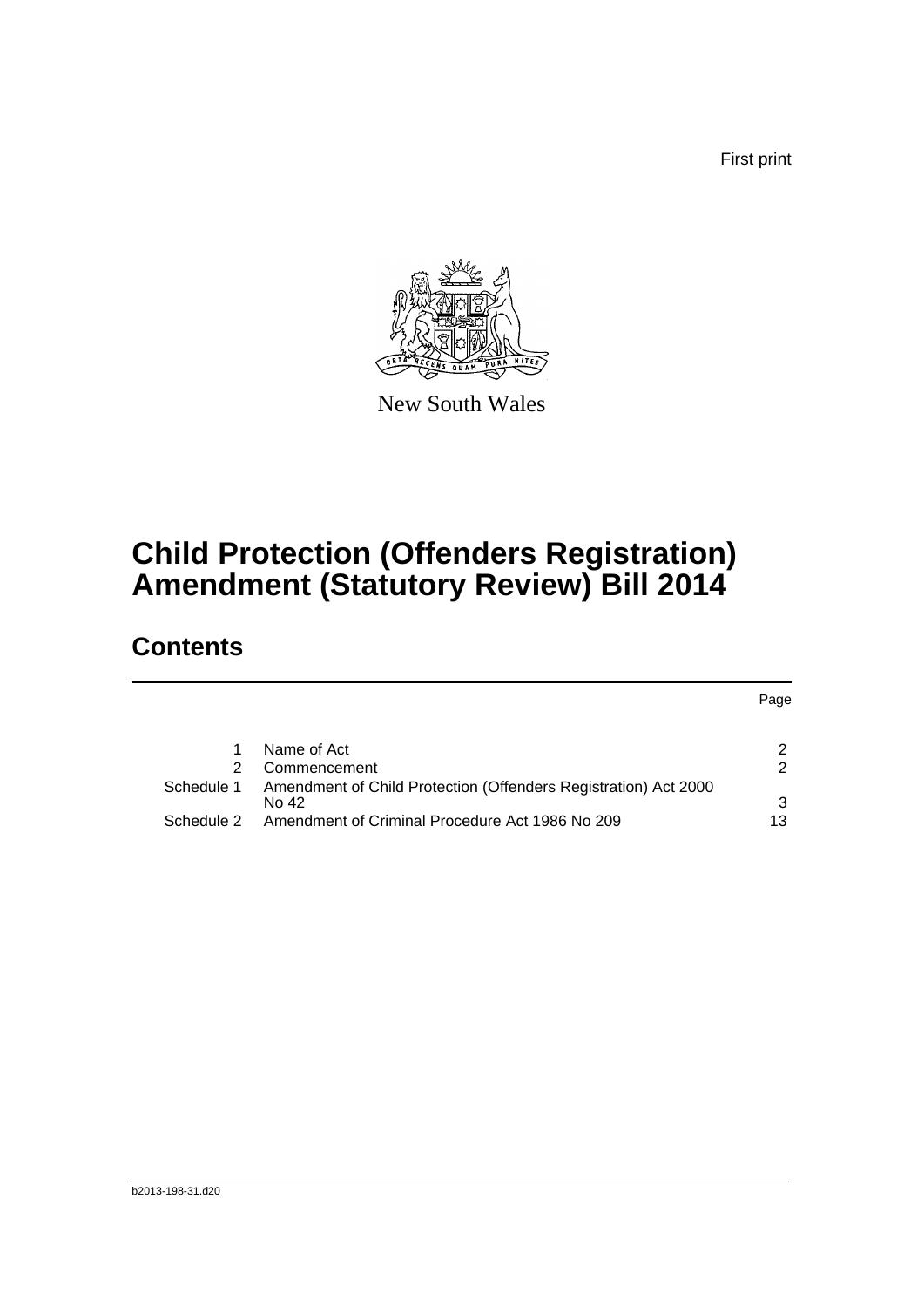First print

New South Wales

# Child Protection (Offenders Registration) Amendment (Statutory Review) Bill 2014

## Contents

| | | Page |
|---|---|---|
| 1 | Name of Act | 2 |
| 2 | Commencement | 2 |
| Schedule 1 | Amendment of Child Protection (Offenders Registration) Act 2000 No 42 | 3 |
| Schedule 2 | Amendment of Criminal Procedure Act 1986 No 209 | 13 |

b2013-198-31.d20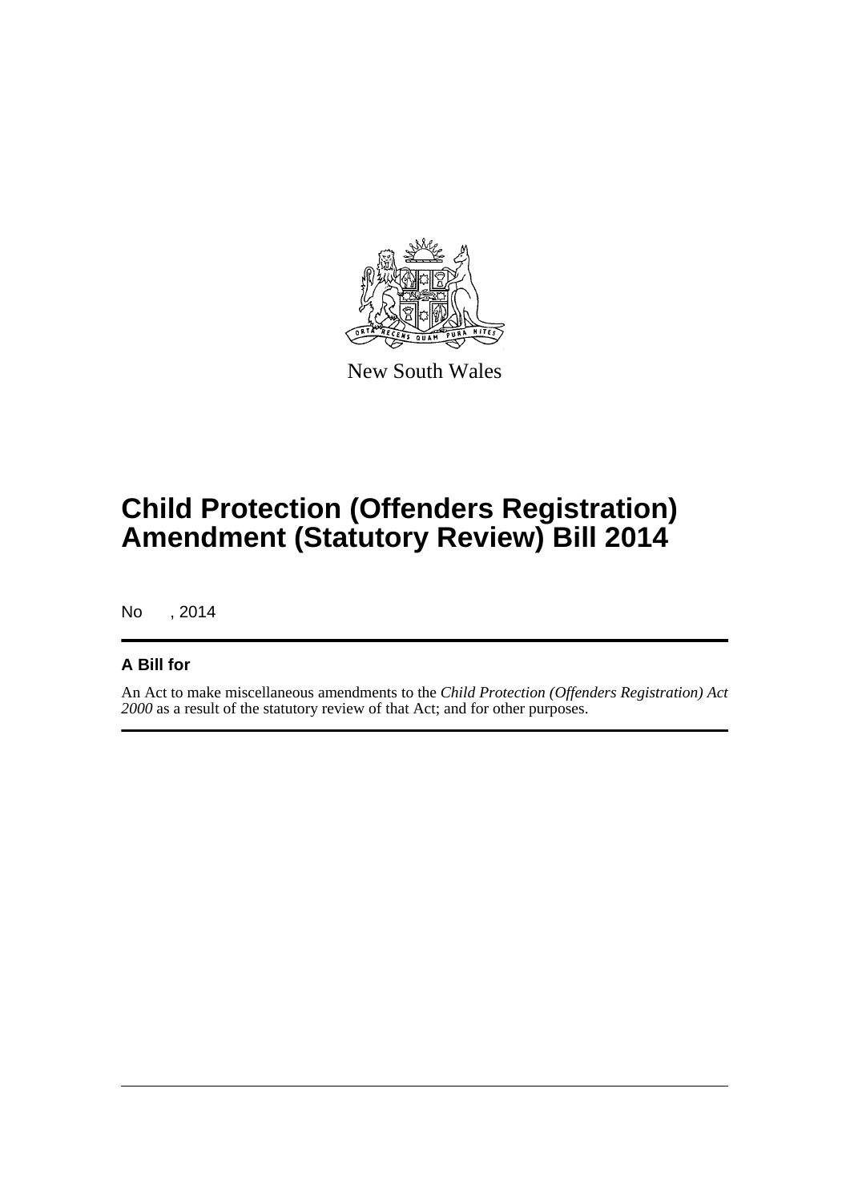New South Wales

# Child Protection (Offenders Registration) Amendment (Statutory Review) Bill 2014

No , 2014

## A Bill for

An Act to make miscellaneous amendments to the *Child Protection (Offenders Registration) Act 2000* as a result of the statutory review of that Act; and for other purposes.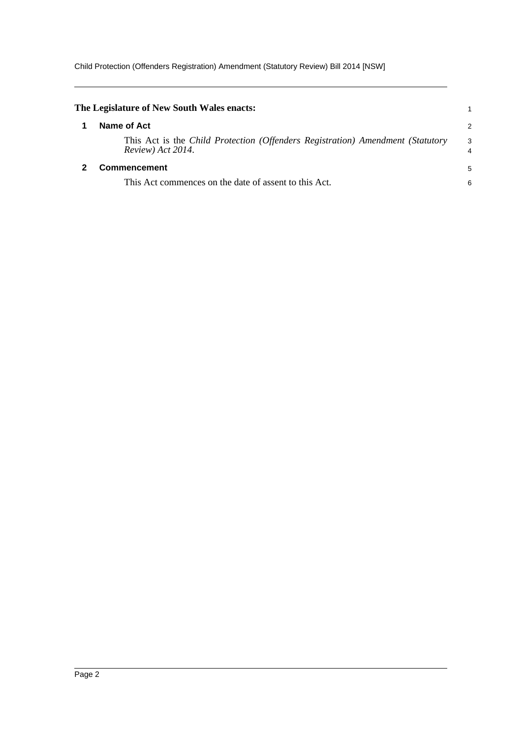**The Legislature of New South Wales enacts:**

## 1 Name of Act

This Act is the *Child Protection (Offenders Registration) Amendment (Statutory Review) Act 2014*.

## 2 Commencement

This Act commences on the date of assent to this Act.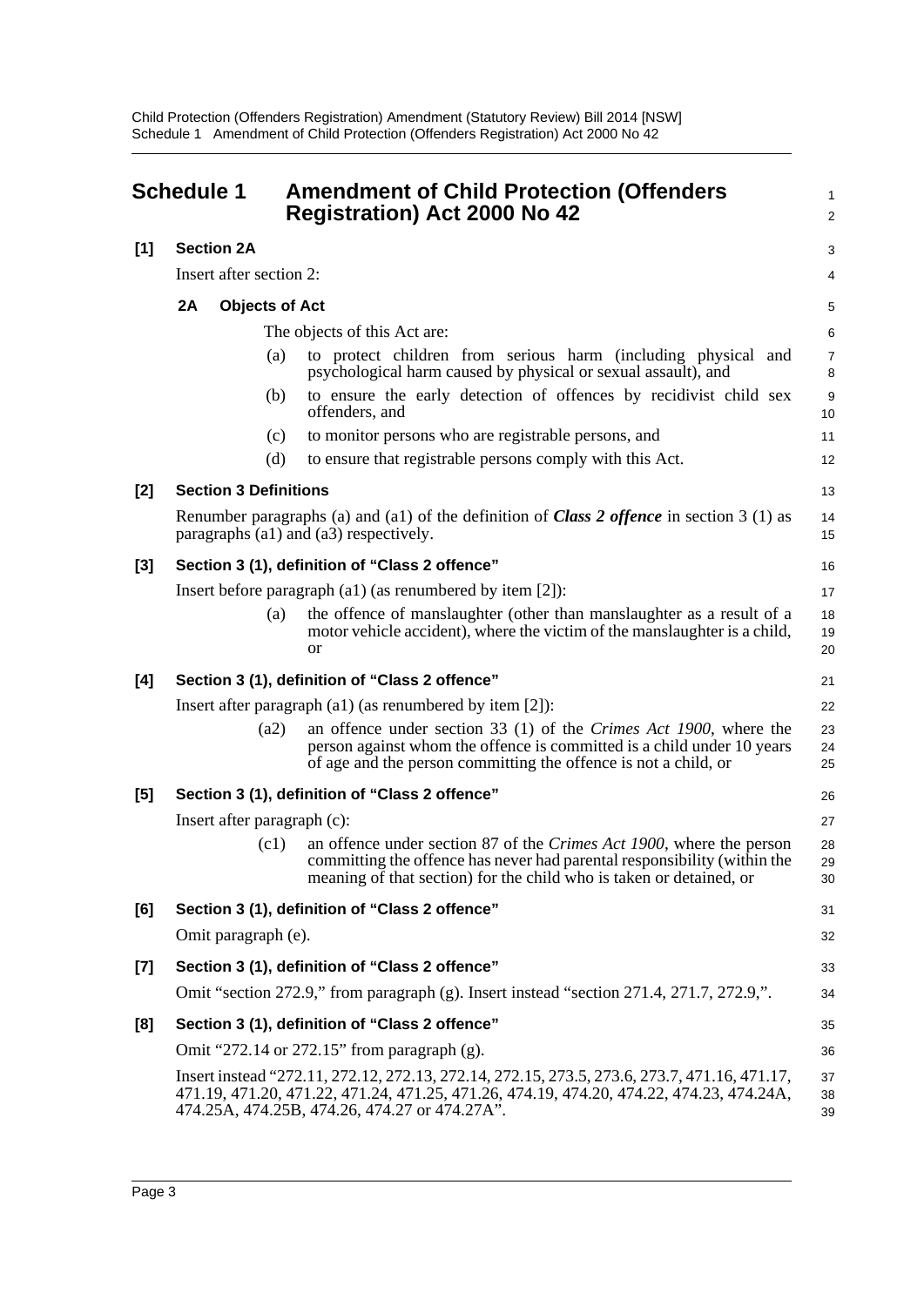## Schedule 1 Amendment of Child Protection (Offenders Registration) Act 2000 No 42

**[1] Section 2A**

Insert after section 2:

### 2A Objects of Act

The objects of this Act are:

(a) to protect children from serious harm (including physical and psychological harm caused by physical or sexual assault), and

(b) to ensure the early detection of offences by recidivist child sex offenders, and

(c) to monitor persons who are registrable persons, and

(d) to ensure that registrable persons comply with this Act.

**[2] Section 3 Definitions**

Renumber paragraphs (a) and (a1) of the definition of ***Class 2 offence*** in section 3 (1) as paragraphs (a1) and (a3) respectively.

**[3] Section 3 (1), definition of "Class 2 offence"**

Insert before paragraph (a1) (as renumbered by item [2]):

(a) the offence of manslaughter (other than manslaughter as a result of a motor vehicle accident), where the victim of the manslaughter is a child, or

**[4] Section 3 (1), definition of "Class 2 offence"**

Insert after paragraph (a1) (as renumbered by item [2]):

(a2) an offence under section 33 (1) of the *Crimes Act 1900*, where the person against whom the offence is committed is a child under 10 years of age and the person committing the offence is not a child, or

**[5] Section 3 (1), definition of "Class 2 offence"**

Insert after paragraph (c):

(c1) an offence under section 87 of the *Crimes Act 1900*, where the person committing the offence has never had parental responsibility (within the meaning of that section) for the child who is taken or detained, or

**[6] Section 3 (1), definition of "Class 2 offence"**

Omit paragraph (e).

**[7] Section 3 (1), definition of "Class 2 offence"**

Omit "section 272.9," from paragraph (g). Insert instead "section 271.4, 271.7, 272.9,".

**[8] Section 3 (1), definition of "Class 2 offence"**

Omit "272.14 or 272.15" from paragraph (g).

Insert instead "272.11, 272.12, 272.13, 272.14, 272.15, 273.5, 273.6, 273.7, 471.16, 471.17, 471.19, 471.20, 471.22, 471.24, 471.25, 471.26, 474.19, 474.20, 474.22, 474.23, 474.24A, 474.25A, 474.25B, 474.26, 474.27 or 474.27A".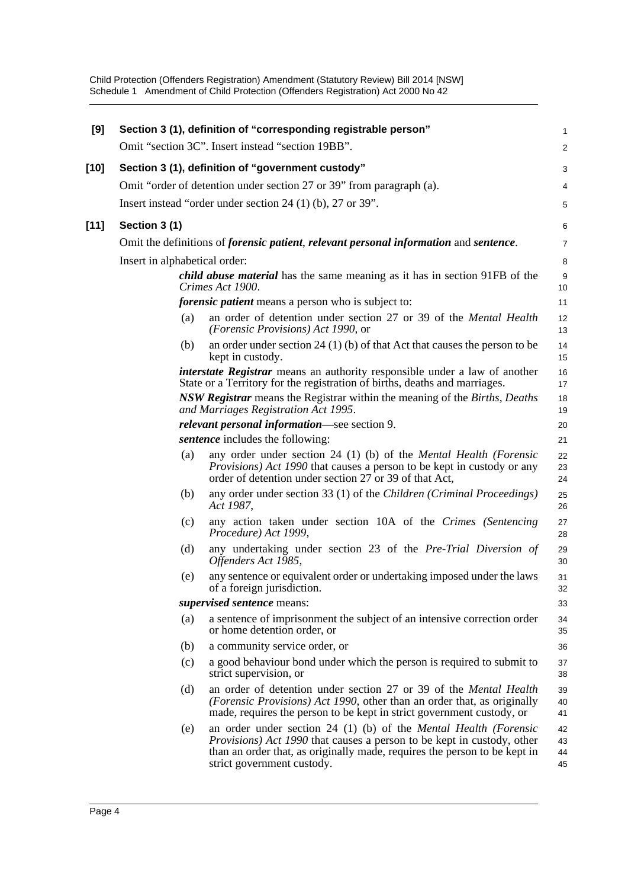**[9] Section 3 (1), definition of "corresponding registrable person"**

Omit "section 3C". Insert instead "section 19BB".

**[10] Section 3 (1), definition of "government custody"**

Omit "order of detention under section 27 or 39" from paragraph (a).

Insert instead "order under section 24 (1) (b), 27 or 39".

**[11] Section 3 (1)**

Omit the definitions of ***forensic patient***, ***relevant personal information*** and ***sentence***.

Insert in alphabetical order:

> ***child abuse material*** has the same meaning as it has in section 91FB of the *Crimes Act 1900*.
>
> ***forensic patient*** means a person who is subject to:
>
> (a) an order of detention under section 27 or 39 of the *Mental Health (Forensic Provisions) Act 1990*, or
>
> (b) an order under section 24 (1) (b) of that Act that causes the person to be kept in custody.
>
> ***interstate Registrar*** means an authority responsible under a law of another State or a Territory for the registration of births, deaths and marriages.
>
> ***NSW Registrar*** means the Registrar within the meaning of the *Births, Deaths and Marriages Registration Act 1995*.
>
> ***relevant personal information***—see section 9.
>
> ***sentence*** includes the following:
>
> (a) any order under section 24 (1) (b) of the *Mental Health (Forensic Provisions) Act 1990* that causes a person to be kept in custody or any order of detention under section 27 or 39 of that Act,
>
> (b) any order under section 33 (1) of the *Children (Criminal Proceedings) Act 1987*,
>
> (c) any action taken under section 10A of the *Crimes (Sentencing Procedure) Act 1999*,
>
> (d) any undertaking under section 23 of the *Pre-Trial Diversion of Offenders Act 1985*,
>
> (e) any sentence or equivalent order or undertaking imposed under the laws of a foreign jurisdiction.
>
> ***supervised sentence*** means:
>
> (a) a sentence of imprisonment the subject of an intensive correction order or home detention order, or
>
> (b) a community service order, or
>
> (c) a good behaviour bond under which the person is required to submit to strict supervision, or
>
> (d) an order of detention under section 27 or 39 of the *Mental Health (Forensic Provisions) Act 1990*, other than an order that, as originally made, requires the person to be kept in strict government custody, or
>
> (e) an order under section 24 (1) (b) of the *Mental Health (Forensic Provisions) Act 1990* that causes a person to be kept in custody, other than an order that, as originally made, requires the person to be kept in strict government custody.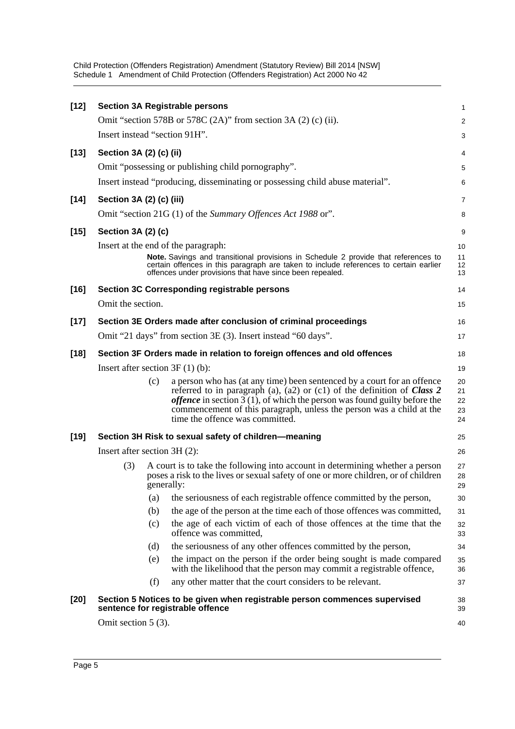**[12] Section 3A Registrable persons**

Omit "section 578B or 578C (2A)" from section 3A (2) (c) (ii).

Insert instead "section 91H".

**[13] Section 3A (2) (c) (ii)**

Omit "possessing or publishing child pornography".

Insert instead "producing, disseminating or possessing child abuse material".

**[14] Section 3A (2) (c) (iii)**

Omit "section 21G (1) of the *Summary Offences Act 1988* or".

**[15] Section 3A (2) (c)**

Insert at the end of the paragraph:

> **Note.** Savings and transitional provisions in Schedule 2 provide that references to certain offences in this paragraph are taken to include references to certain earlier offences under provisions that have since been repealed.

**[16] Section 3C Corresponding registrable persons**

Omit the section.

**[17] Section 3E Orders made after conclusion of criminal proceedings**

Omit "21 days" from section 3E (3). Insert instead "60 days".

**[18] Section 3F Orders made in relation to foreign offences and old offences**

Insert after section 3F (1) (b):

> (c) a person who has (at any time) been sentenced by a court for an offence referred to in paragraph (a), (a2) or (c1) of the definition of ***Class 2 offence*** in section 3 (1), of which the person was found guilty before the commencement of this paragraph, unless the person was a child at the time the offence was committed.

**[19] Section 3H Risk to sexual safety of children—meaning**

Insert after section 3H (2):

> (3) A court is to take the following into account in determining whether a person poses a risk to the lives or sexual safety of one or more children, or of children generally:
>
> (a) the seriousness of each registrable offence committed by the person,
>
> (b) the age of the person at the time each of those offences was committed,
>
> (c) the age of each victim of each of those offences at the time that the offence was committed,
>
> (d) the seriousness of any other offences committed by the person,
>
> (e) the impact on the person if the order being sought is made compared with the likelihood that the person may commit a registrable offence,
>
> (f) any other matter that the court considers to be relevant.

**[20] Section 5 Notices to be given when registrable person commences supervised sentence for registrable offence**

Omit section 5 (3).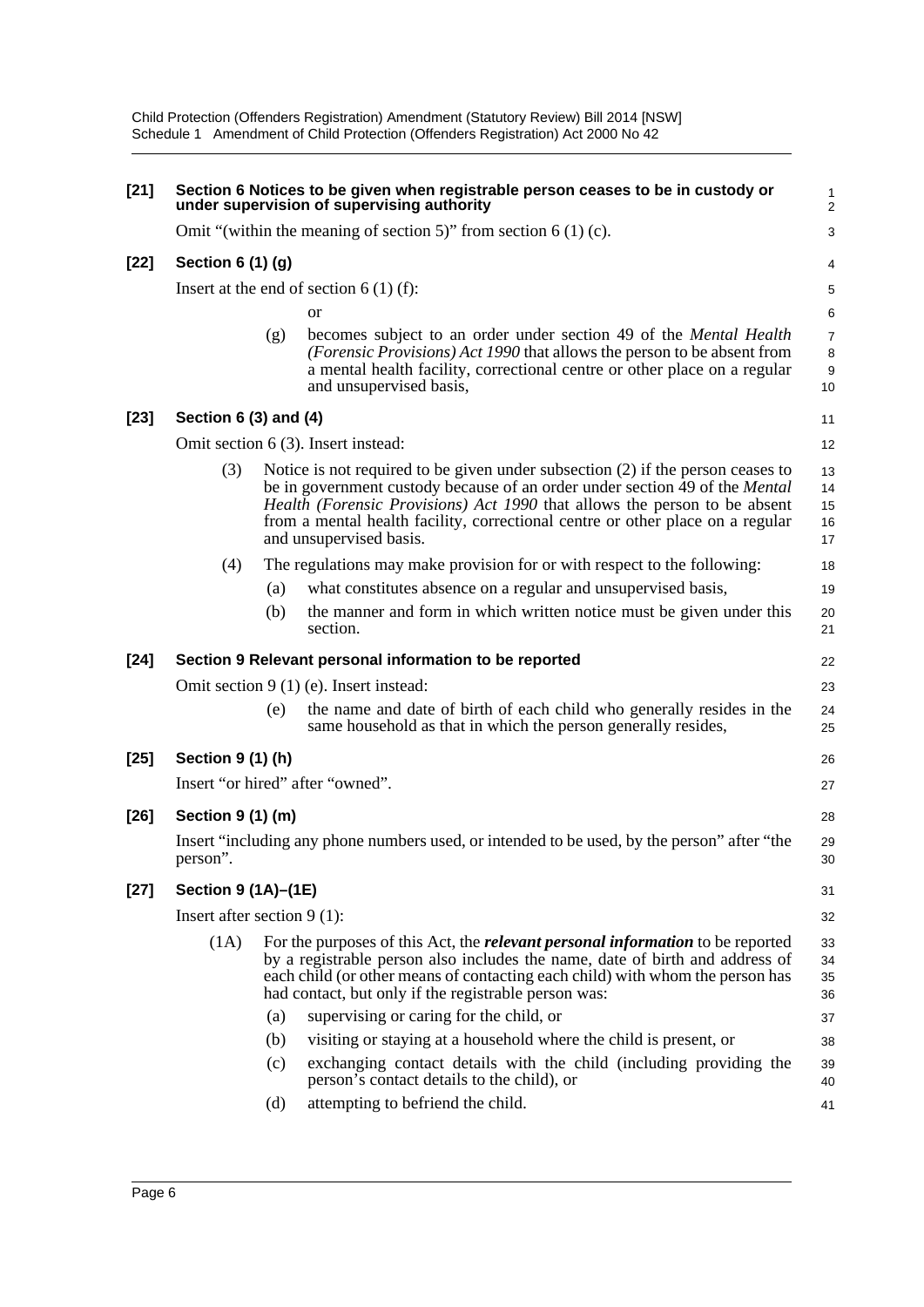**[21] Section 6 Notices to be given when registrable person ceases to be in custody or under supervision of supervising authority**

Omit "(within the meaning of section 5)" from section 6 (1) (c).

**[22] Section 6 (1) (g)**

Insert at the end of section 6 (1) (f):

or

(g) becomes subject to an order under section 49 of the *Mental Health (Forensic Provisions) Act 1990* that allows the person to be absent from a mental health facility, correctional centre or other place on a regular and unsupervised basis,

**[23] Section 6 (3) and (4)**

Omit section 6 (3). Insert instead:

(3) Notice is not required to be given under subsection (2) if the person ceases to be in government custody because of an order under section 49 of the *Mental Health (Forensic Provisions) Act 1990* that allows the person to be absent from a mental health facility, correctional centre or other place on a regular and unsupervised basis.

(4) The regulations may make provision for or with respect to the following:

(a) what constitutes absence on a regular and unsupervised basis,

(b) the manner and form in which written notice must be given under this section.

**[24] Section 9 Relevant personal information to be reported**

Omit section 9 (1) (e). Insert instead:

(e) the name and date of birth of each child who generally resides in the same household as that in which the person generally resides,

**[25] Section 9 (1) (h)**

Insert "or hired" after "owned".

**[26] Section 9 (1) (m)**

Insert "including any phone numbers used, or intended to be used, by the person" after "the person".

**[27] Section 9 (1A)–(1E)**

Insert after section 9 (1):

(1A) For the purposes of this Act, the ***relevant personal information*** to be reported by a registrable person also includes the name, date of birth and address of each child (or other means of contacting each child) with whom the person has had contact, but only if the registrable person was:

(a) supervising or caring for the child, or

(b) visiting or staying at a household where the child is present, or

(c) exchanging contact details with the child (including providing the person's contact details to the child), or

(d) attempting to befriend the child.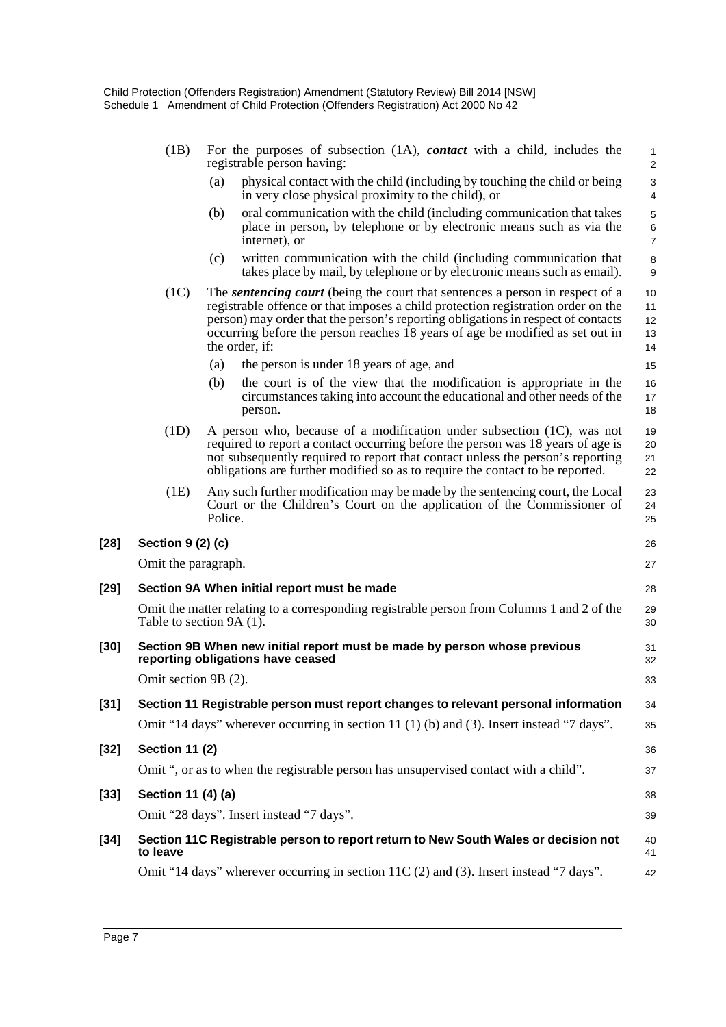(1B) For the purposes of subsection (1A), ***contact*** with a child, includes the registrable person having:

(a) physical contact with the child (including by touching the child or being in very close physical proximity to the child), or

(b) oral communication with the child (including communication that takes place in person, by telephone or by electronic means such as via the internet), or

(c) written communication with the child (including communication that takes place by mail, by telephone or by electronic means such as email).

(1C) The ***sentencing court*** (being the court that sentences a person in respect of a registrable offence or that imposes a child protection registration order on the person) may order that the person's reporting obligations in respect of contacts occurring before the person reaches 18 years of age be modified as set out in the order, if:

(a) the person is under 18 years of age, and

(b) the court is of the view that the modification is appropriate in the circumstances taking into account the educational and other needs of the person.

(1D) A person who, because of a modification under subsection (1C), was not required to report a contact occurring before the person was 18 years of age is not subsequently required to report that contact unless the person's reporting obligations are further modified so as to require the contact to be reported.

(1E) Any such further modification may be made by the sentencing court, the Local Court or the Children's Court on the application of the Commissioner of Police.

**[28] Section 9 (2) (c)**

Omit the paragraph.

**[29] Section 9A When initial report must be made**

Omit the matter relating to a corresponding registrable person from Columns 1 and 2 of the Table to section 9A (1).

**[30] Section 9B When new initial report must be made by person whose previous reporting obligations have ceased**

Omit section 9B (2).

**[31] Section 11 Registrable person must report changes to relevant personal information**

Omit "14 days" wherever occurring in section 11 (1) (b) and (3). Insert instead "7 days".

**[32] Section 11 (2)**

Omit ", or as to when the registrable person has unsupervised contact with a child".

**[33] Section 11 (4) (a)**

Omit "28 days". Insert instead "7 days".

**[34] Section 11C Registrable person to report return to New South Wales or decision not to leave**

Omit "14 days" wherever occurring in section 11C (2) and (3). Insert instead "7 days".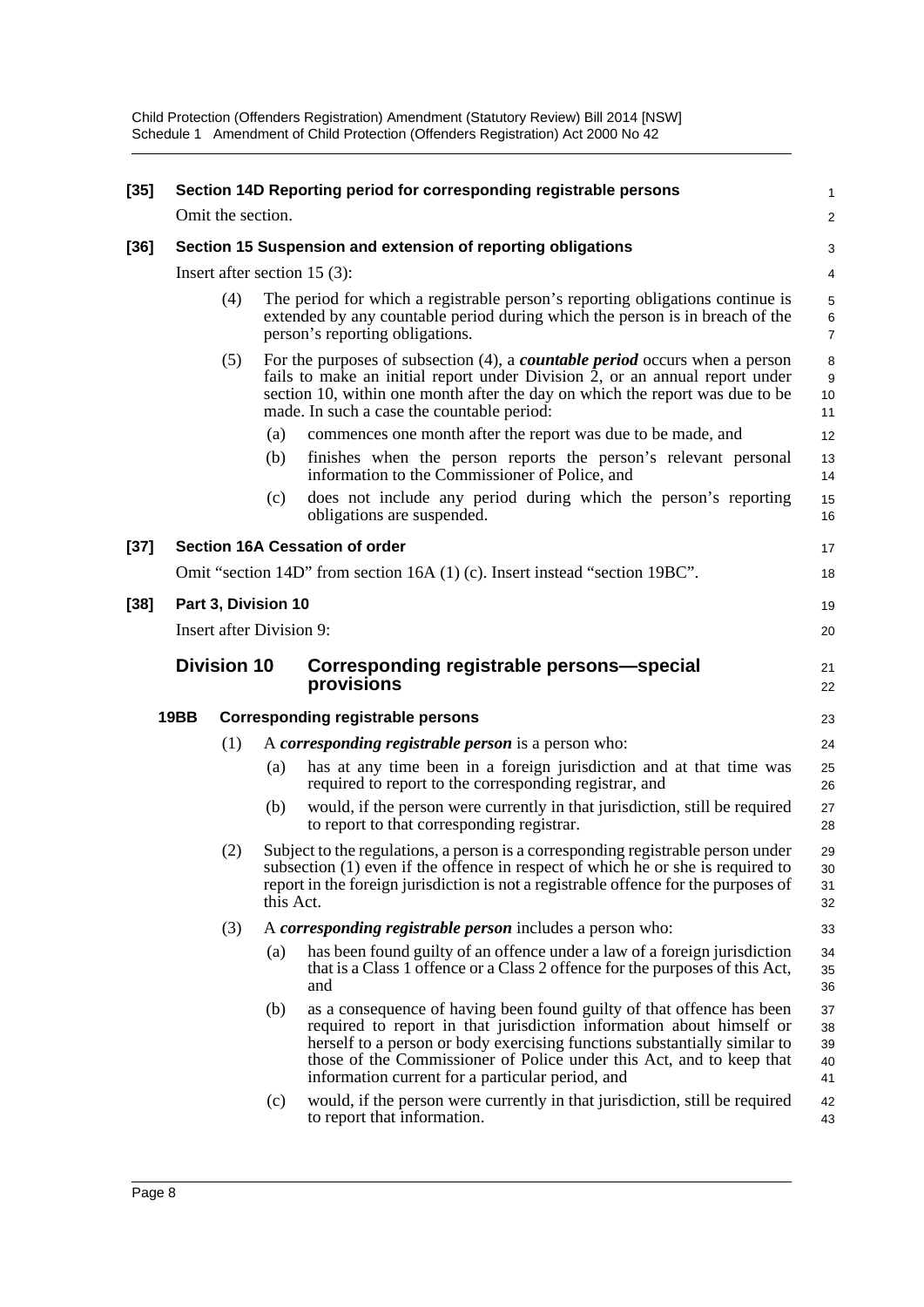**[35] Section 14D Reporting period for corresponding registrable persons**

Omit the section.

**[36] Section 15 Suspension and extension of reporting obligations**

Insert after section 15 (3):

(4) The period for which a registrable person's reporting obligations continue is extended by any countable period during which the person is in breach of the person's reporting obligations.

(5) For the purposes of subsection (4), a ***countable period*** occurs when a person fails to make an initial report under Division 2, or an annual report under section 10, within one month after the day on which the report was due to be made. In such a case the countable period:

(a) commences one month after the report was due to be made, and

(b) finishes when the person reports the person's relevant personal information to the Commissioner of Police, and

(c) does not include any period during which the person's reporting obligations are suspended.

**[37] Section 16A Cessation of order**

Omit "section 14D" from section 16A (1) (c). Insert instead "section 19BC".

**[38] Part 3, Division 10**

Insert after Division 9:

## Division 10 Corresponding registrable persons—special provisions

**19BB Corresponding registrable persons**

(1) A ***corresponding registrable person*** is a person who:

(a) has at any time been in a foreign jurisdiction and at that time was required to report to the corresponding registrar, and

(b) would, if the person were currently in that jurisdiction, still be required to report to that corresponding registrar.

(2) Subject to the regulations, a person is a corresponding registrable person under subsection (1) even if the offence in respect of which he or she is required to report in the foreign jurisdiction is not a registrable offence for the purposes of this Act.

(3) A ***corresponding registrable person*** includes a person who:

(a) has been found guilty of an offence under a law of a foreign jurisdiction that is a Class 1 offence or a Class 2 offence for the purposes of this Act, and

(b) as a consequence of having been found guilty of that offence has been required to report in that jurisdiction information about himself or herself to a person or body exercising functions substantially similar to those of the Commissioner of Police under this Act, and to keep that information current for a particular period, and

(c) would, if the person were currently in that jurisdiction, still be required to report that information.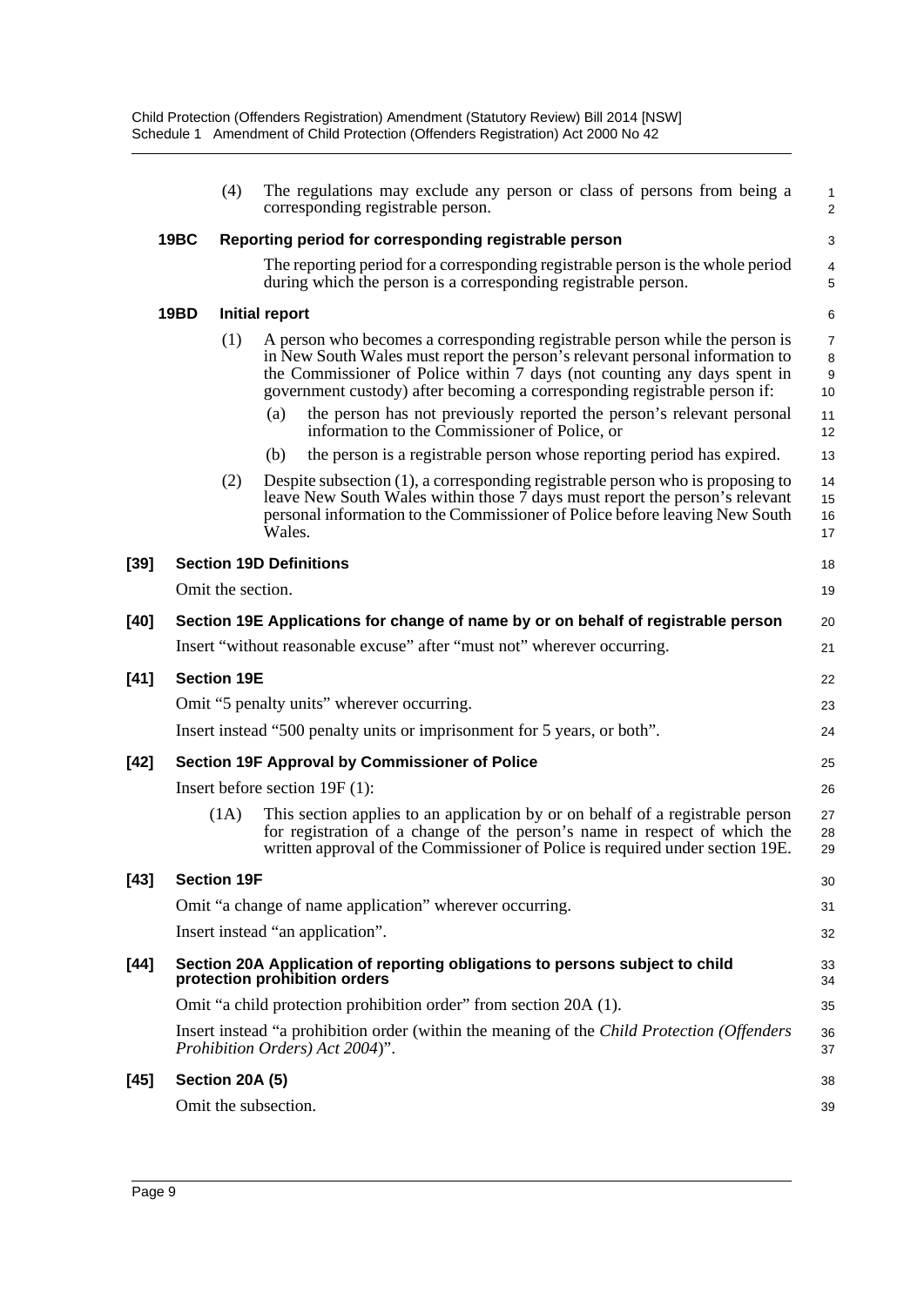(4) The regulations may exclude any person or class of persons from being a corresponding registrable person.

**19BC Reporting period for corresponding registrable person**

The reporting period for a corresponding registrable person is the whole period during which the person is a corresponding registrable person.

**19BD Initial report**

(1) A person who becomes a corresponding registrable person while the person is in New South Wales must report the person's relevant personal information to the Commissioner of Police within 7 days (not counting any days spent in government custody) after becoming a corresponding registrable person if:

(a) the person has not previously reported the person's relevant personal information to the Commissioner of Police, or

(b) the person is a registrable person whose reporting period has expired.

(2) Despite subsection (1), a corresponding registrable person who is proposing to leave New South Wales within those 7 days must report the person's relevant personal information to the Commissioner of Police before leaving New South Wales.

**[39] Section 19D Definitions**

Omit the section.

**[40] Section 19E Applications for change of name by or on behalf of registrable person**

Insert "without reasonable excuse" after "must not" wherever occurring.

**[41] Section 19E**

Omit "5 penalty units" wherever occurring.

Insert instead "500 penalty units or imprisonment for 5 years, or both".

**[42] Section 19F Approval by Commissioner of Police**

Insert before section 19F (1):

(1A) This section applies to an application by or on behalf of a registrable person for registration of a change of the person's name in respect of which the written approval of the Commissioner of Police is required under section 19E.

**[43] Section 19F**

Omit "a change of name application" wherever occurring.

Insert instead "an application".

**[44] Section 20A Application of reporting obligations to persons subject to child protection prohibition orders**

Omit "a child protection prohibition order" from section 20A (1).

Insert instead "a prohibition order (within the meaning of the *Child Protection (Offenders Prohibition Orders) Act 2004*)".

**[45] Section 20A (5)**

Omit the subsection.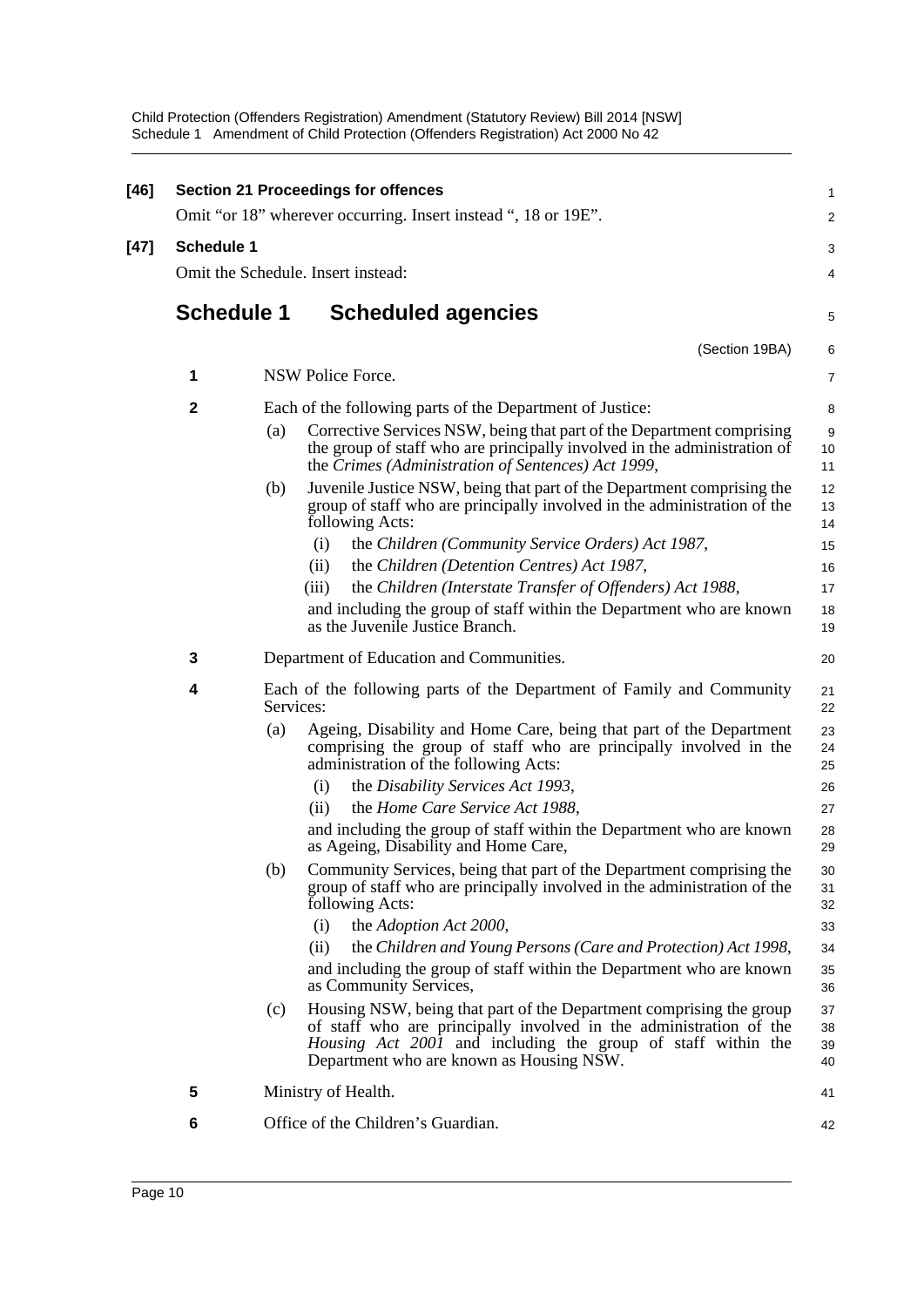**[46] Section 21 Proceedings for offences**

Omit "or 18" wherever occurring. Insert instead ", 18 or 19E".

**[47] Schedule 1**

Omit the Schedule. Insert instead:

## Schedule 1 Scheduled agencies

(Section 19BA)

**1** NSW Police Force.

**2** Each of the following parts of the Department of Justice:

(a) Corrective Services NSW, being that part of the Department comprising the group of staff who are principally involved in the administration of the *Crimes (Administration of Sentences) Act 1999*,

(b) Juvenile Justice NSW, being that part of the Department comprising the group of staff who are principally involved in the administration of the following Acts:

(i) the *Children (Community Service Orders) Act 1987*,

(ii) the *Children (Detention Centres) Act 1987*,

(iii) the *Children (Interstate Transfer of Offenders) Act 1988*,

and including the group of staff within the Department who are known as the Juvenile Justice Branch.

**3** Department of Education and Communities.

**4** Each of the following parts of the Department of Family and Community Services:

(a) Ageing, Disability and Home Care, being that part of the Department comprising the group of staff who are principally involved in the administration of the following Acts:

(i) the *Disability Services Act 1993*,

(ii) the *Home Care Service Act 1988*,

and including the group of staff within the Department who are known as Ageing, Disability and Home Care,

(b) Community Services, being that part of the Department comprising the group of staff who are principally involved in the administration of the following Acts:

(i) the *Adoption Act 2000*,

(ii) the *Children and Young Persons (Care and Protection) Act 1998*,

and including the group of staff within the Department who are known as Community Services,

(c) Housing NSW, being that part of the Department comprising the group of staff who are principally involved in the administration of the *Housing Act 2001* and including the group of staff within the Department who are known as Housing NSW.

**5** Ministry of Health.

**6** Office of the Children's Guardian.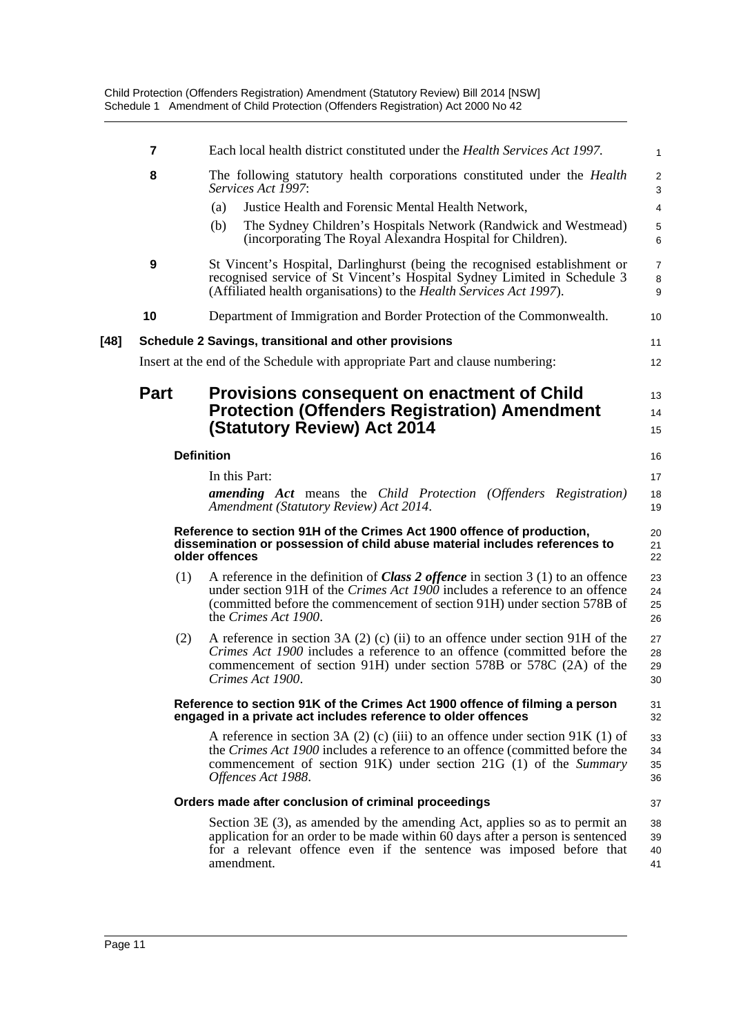**7** Each local health district constituted under the *Health Services Act 1997.*

**8** The following statutory health corporations constituted under the *Health Services Act 1997*:

(a) Justice Health and Forensic Mental Health Network,

(b) The Sydney Children's Hospitals Network (Randwick and Westmead) (incorporating The Royal Alexandra Hospital for Children).

**9** St Vincent's Hospital, Darlinghurst (being the recognised establishment or recognised service of St Vincent's Hospital Sydney Limited in Schedule 3 (Affiliated health organisations) to the *Health Services Act 1997*).

**10** Department of Immigration and Border Protection of the Commonwealth.

**[48] Schedule 2 Savings, transitional and other provisions**

Insert at the end of the Schedule with appropriate Part and clause numbering:

## Part Provisions consequent on enactment of Child Protection (Offenders Registration) Amendment (Statutory Review) Act 2014

#### Definition

In this Part:

***amending Act*** means the *Child Protection (Offenders Registration) Amendment (Statutory Review) Act 2014*.

#### Reference to section 91H of the Crimes Act 1900 offence of production, dissemination or possession of child abuse material includes references to older offences

(1) A reference in the definition of ***Class 2 offence*** in section 3 (1) to an offence under section 91H of the *Crimes Act 1900* includes a reference to an offence (committed before the commencement of section 91H) under section 578B of the *Crimes Act 1900*.

(2) A reference in section 3A (2) (c) (ii) to an offence under section 91H of the *Crimes Act 1900* includes a reference to an offence (committed before the commencement of section 91H) under section 578B or 578C (2A) of the *Crimes Act 1900*.

#### Reference to section 91K of the Crimes Act 1900 offence of filming a person engaged in a private act includes reference to older offences

A reference in section 3A (2) (c) (iii) to an offence under section 91K (1) of the *Crimes Act 1900* includes a reference to an offence (committed before the commencement of section 91K) under section 21G (1) of the *Summary Offences Act 1988*.

#### Orders made after conclusion of criminal proceedings

Section 3E (3), as amended by the amending Act, applies so as to permit an application for an order to be made within 60 days after a person is sentenced for a relevant offence even if the sentence was imposed before that amendment.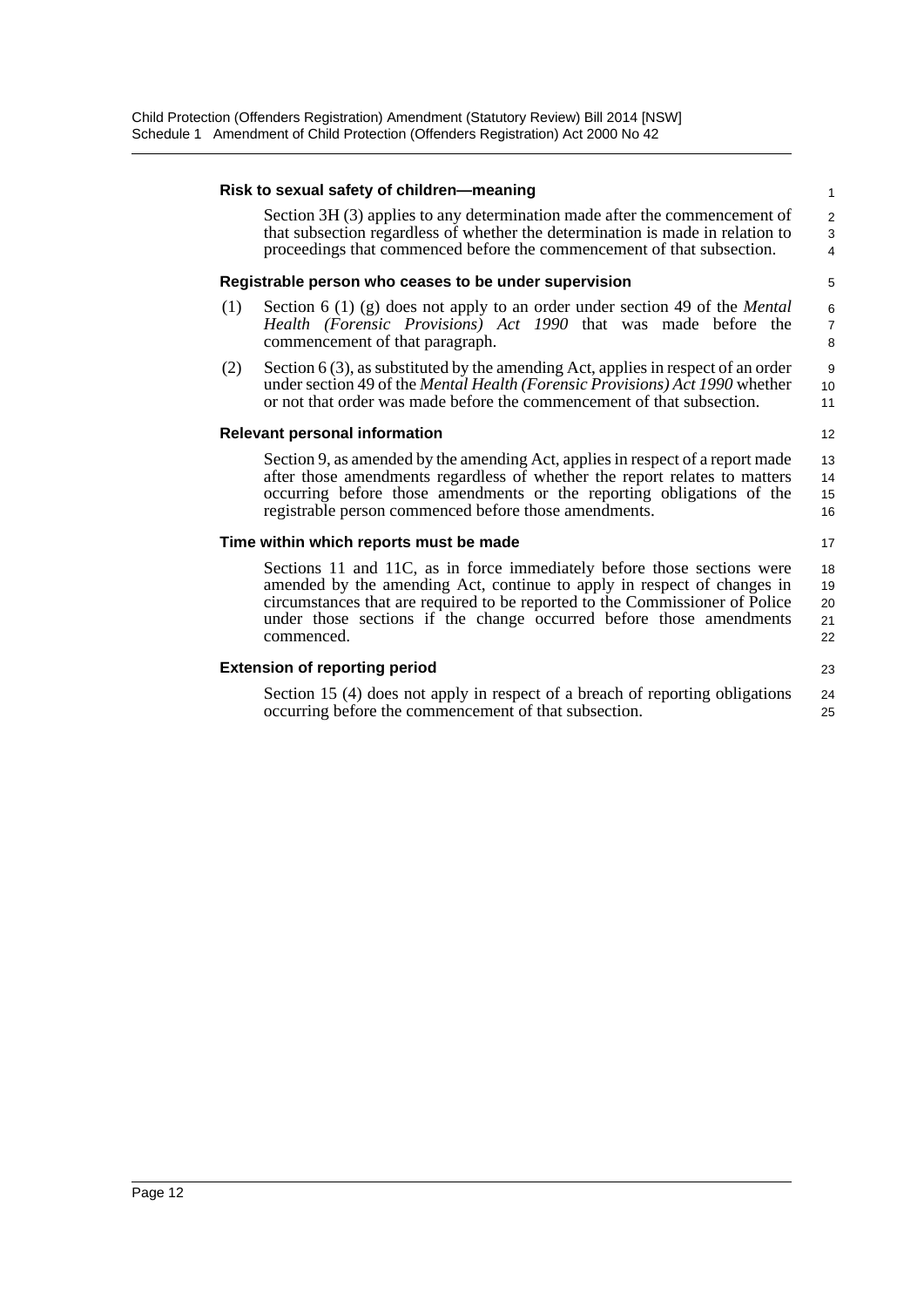**Risk to sexual safety of children—meaning**

Section 3H (3) applies to any determination made after the commencement of that subsection regardless of whether the determination is made in relation to proceedings that commenced before the commencement of that subsection.

**Registrable person who ceases to be under supervision**

(1) Section 6 (1) (g) does not apply to an order under section 49 of the *Mental Health (Forensic Provisions) Act 1990* that was made before the commencement of that paragraph.

(2) Section 6 (3), as substituted by the amending Act, applies in respect of an order under section 49 of the *Mental Health (Forensic Provisions) Act 1990* whether or not that order was made before the commencement of that subsection.

**Relevant personal information**

Section 9, as amended by the amending Act, applies in respect of a report made after those amendments regardless of whether the report relates to matters occurring before those amendments or the reporting obligations of the registrable person commenced before those amendments.

**Time within which reports must be made**

Sections 11 and 11C, as in force immediately before those sections were amended by the amending Act, continue to apply in respect of changes in circumstances that are required to be reported to the Commissioner of Police under those sections if the change occurred before those amendments commenced.

**Extension of reporting period**

Section 15 (4) does not apply in respect of a breach of reporting obligations occurring before the commencement of that subsection.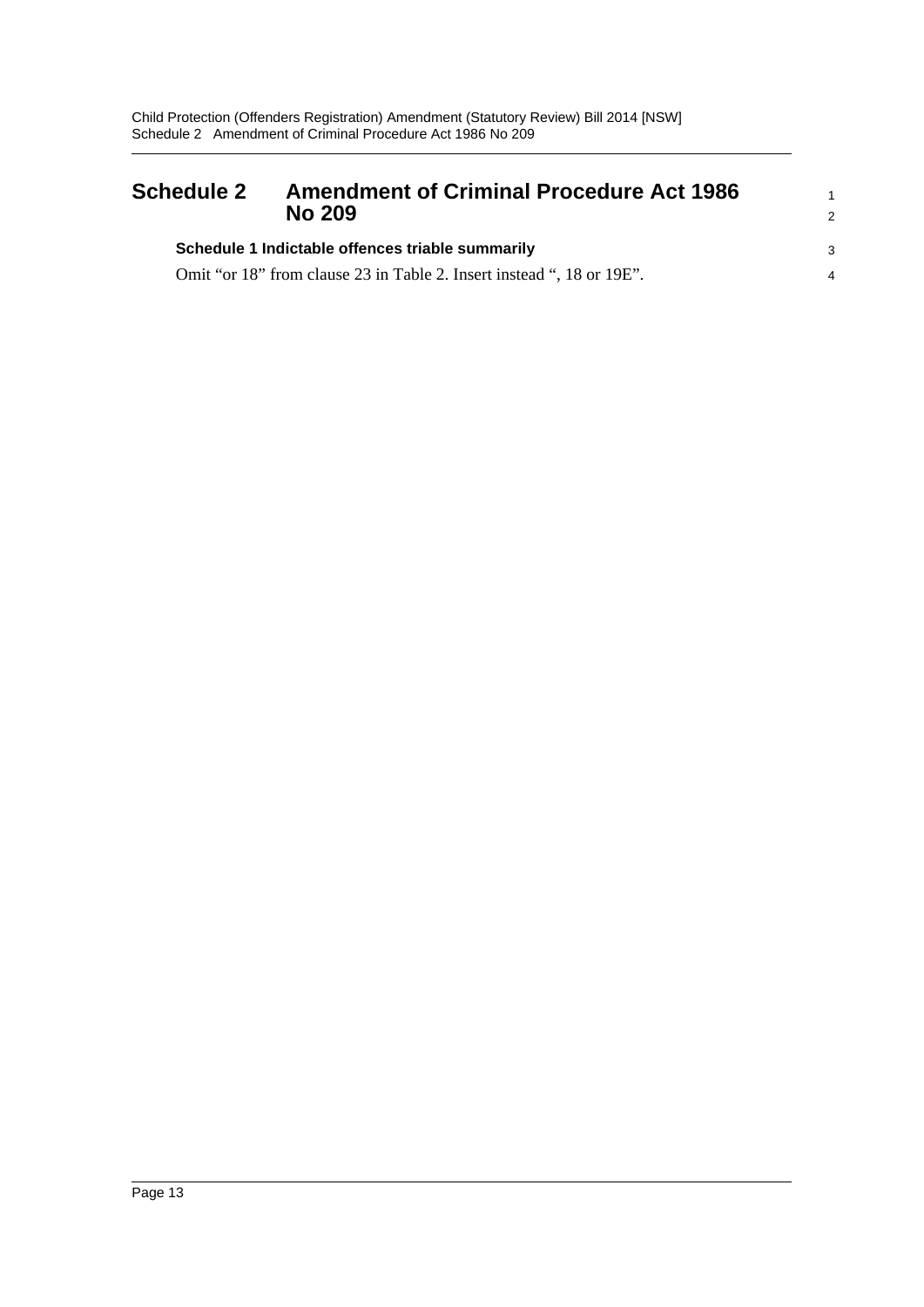# Schedule 2 Amendment of Criminal Procedure Act 1986 No 209

**Schedule 1 Indictable offences triable summarily**

Omit "or 18" from clause 23 in Table 2. Insert instead ", 18 or 19E".